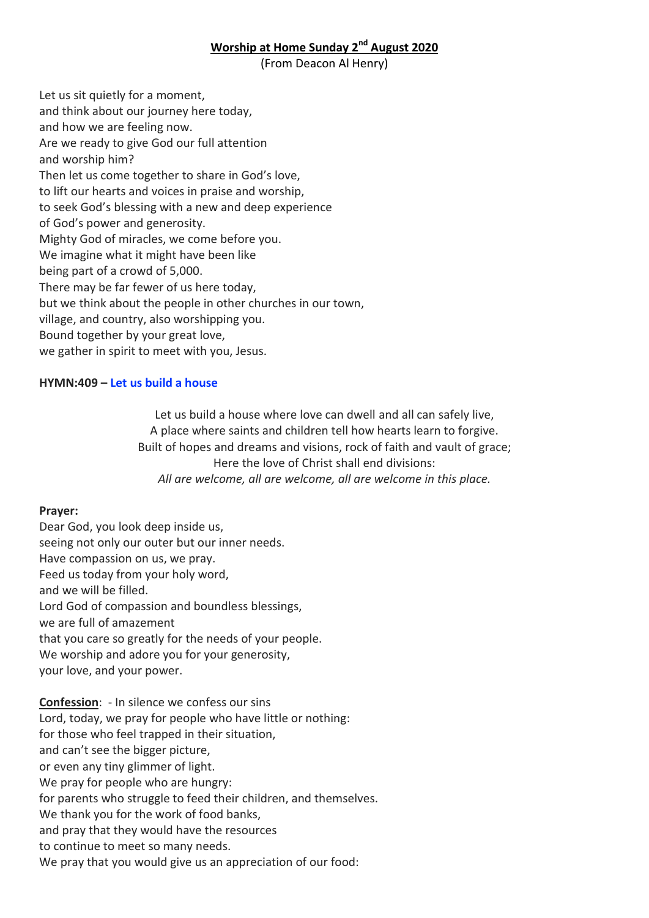# Worship at Home Sunday 2nd August 2020

(From Deacon Al Henry)

Let us sit quietly for a moment,
and think about our journey here today,
and how we are feeling now.
Are we ready to give God our full attention
and worship him?
Then let us come together to share in God's love,
to lift our hearts and voices in praise and worship,
to seek God's blessing with a new and deep experience
of God's power and generosity.
Mighty God of miracles, we come before you.
We imagine what it might have been like
being part of a crowd of 5,000.
There may be far fewer of us here today,
but we think about the people in other churches in our town,
village, and country, also worshipping you.
Bound together by your great love,
we gather in spirit to meet with you, Jesus.

**HYMN:409 – Let us build a house**

Let us build a house where love can dwell and all can safely live,
A place where saints and children tell how hearts learn to forgive.
Built of hopes and dreams and visions, rock of faith and vault of grace;
Here the love of Christ shall end divisions:
*All are welcome, all are welcome, all are welcome in this place.*

**Prayer:**

Dear God, you look deep inside us,
seeing not only our outer but our inner needs.
Have compassion on us, we pray.
Feed us today from your holy word,
and we will be filled.
Lord God of compassion and boundless blessings,
we are full of amazement
that you care so greatly for the needs of your people.
We worship and adore you for your generosity,
your love, and your power.

**Confession**: - In silence we confess our sins
Lord, today, we pray for people who have little or nothing:
for those who feel trapped in their situation,
and can't see the bigger picture,
or even any tiny glimmer of light.
We pray for people who are hungry:
for parents who struggle to feed their children, and themselves.
We thank you for the work of food banks,
and pray that they would have the resources
to continue to meet so many needs.
We pray that you would give us an appreciation of our food: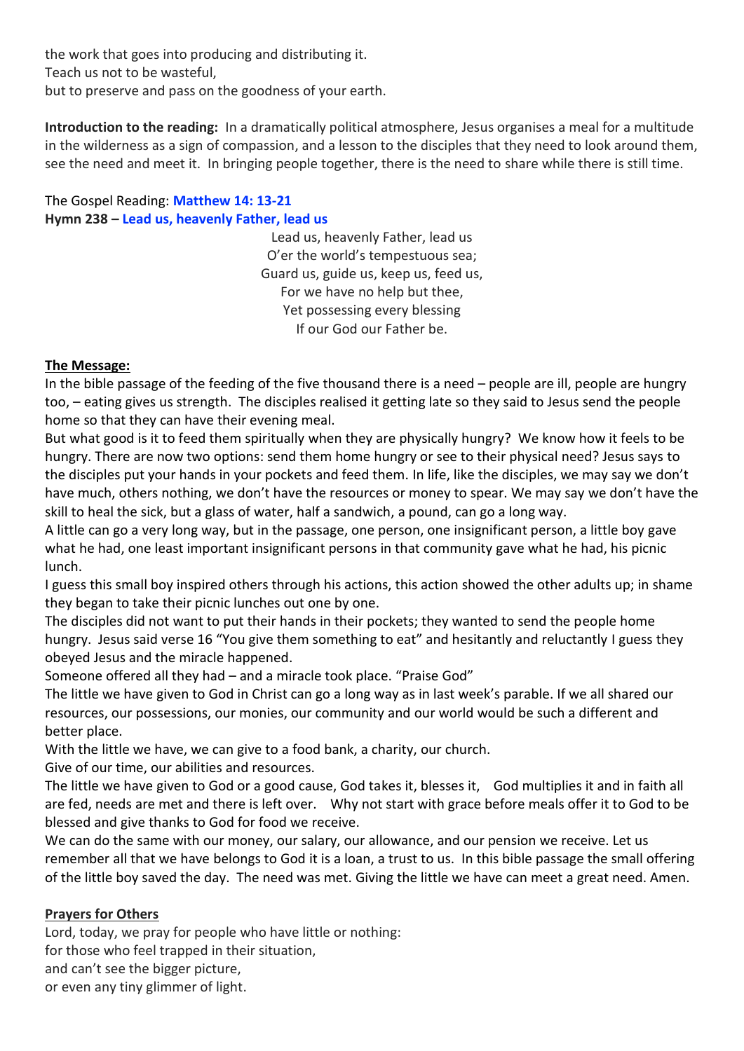the work that goes into producing and distributing it.
Teach us not to be wasteful,
but to preserve and pass on the goodness of your earth.

**Introduction to the reading:** In a dramatically political atmosphere, Jesus organises a meal for a multitude in the wilderness as a sign of compassion, and a lesson to the disciples that they need to look around them, see the need and meet it. In bringing people together, there is the need to share while there is still time.

The Gospel Reading: **Matthew 14: 13-21**
**Hymn 238 – Lead us, heavenly Father, lead us**

Lead us, heavenly Father, lead us
O'er the world's tempestuous sea;
Guard us, guide us, keep us, feed us,
For we have no help but thee,
Yet possessing every blessing
If our God our Father be.

**The Message:**

In the bible passage of the feeding of the five thousand there is a need – people are ill, people are hungry too, – eating gives us strength. The disciples realised it getting late so they said to Jesus send the people home so that they can have their evening meal.

But what good is it to feed them spiritually when they are physically hungry? We know how it feels to be hungry. There are now two options: send them home hungry or see to their physical need? Jesus says to the disciples put your hands in your pockets and feed them. In life, like the disciples, we may say we don't have much, others nothing, we don't have the resources or money to spear. We may say we don't have the skill to heal the sick, but a glass of water, half a sandwich, a pound, can go a long way.

A little can go a very long way, but in the passage, one person, one insignificant person, a little boy gave what he had, one least important insignificant persons in that community gave what he had, his picnic lunch.

I guess this small boy inspired others through his actions, this action showed the other adults up; in shame they began to take their picnic lunches out one by one.

The disciples did not want to put their hands in their pockets; they wanted to send the people home hungry. Jesus said verse 16 "You give them something to eat" and hesitantly and reluctantly I guess they obeyed Jesus and the miracle happened.

Someone offered all they had – and a miracle took place. "Praise God"

The little we have given to God in Christ can go a long way as in last week's parable. If we all shared our resources, our possessions, our monies, our community and our world would be such a different and better place.

With the little we have, we can give to a food bank, a charity, our church.

Give of our time, our abilities and resources.

The little we have given to God or a good cause, God takes it, blesses it, God multiplies it and in faith all are fed, needs are met and there is left over. Why not start with grace before meals offer it to God to be blessed and give thanks to God for food we receive.

We can do the same with our money, our salary, our allowance, and our pension we receive. Let us remember all that we have belongs to God it is a loan, a trust to us. In this bible passage the small offering of the little boy saved the day. The need was met. Giving the little we have can meet a great need. Amen.

**Prayers for Others**

Lord, today, we pray for people who have little or nothing:
for those who feel trapped in their situation,
and can't see the bigger picture,
or even any tiny glimmer of light.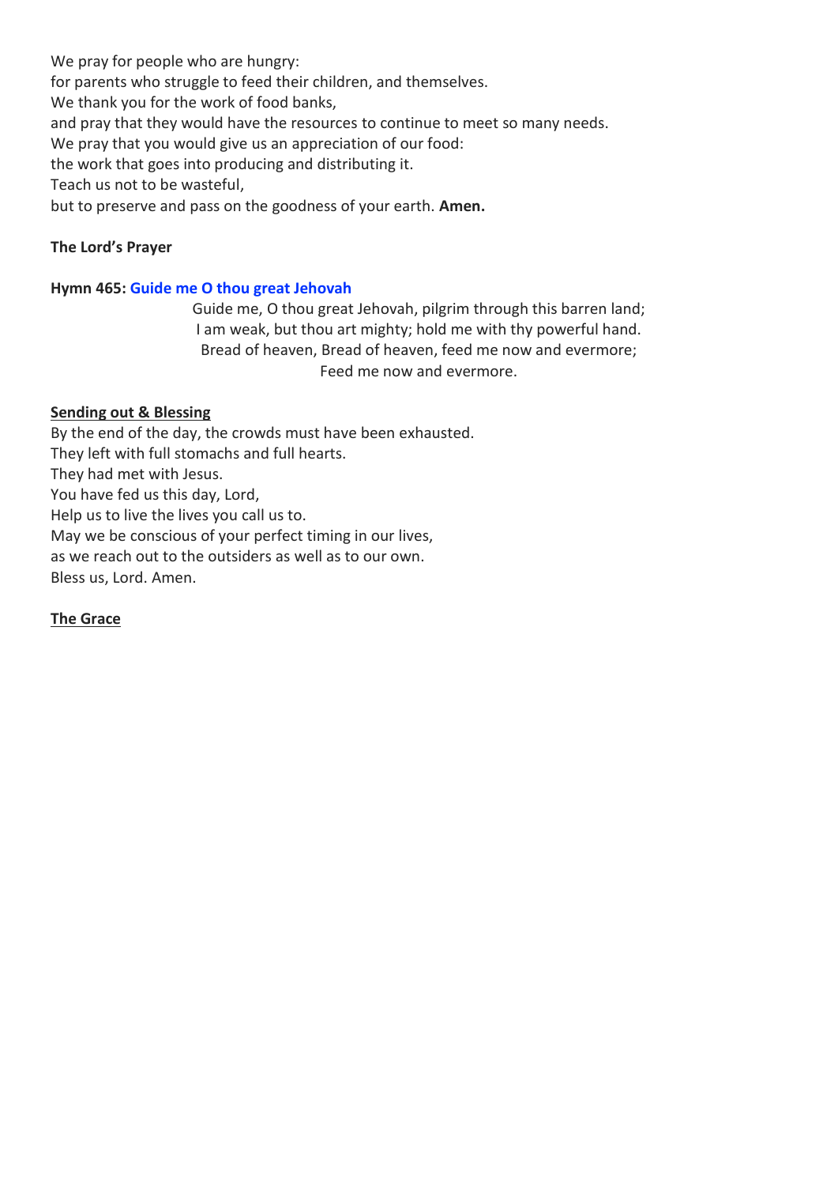We pray for people who are hungry:
for parents who struggle to feed their children, and themselves.
We thank you for the work of food banks,
and pray that they would have the resources to continue to meet so many needs.
We pray that you would give us an appreciation of our food:
the work that goes into producing and distributing it.
Teach us not to be wasteful,
but to preserve and pass on the goodness of your earth. **Amen.**

**The Lord's Prayer**

**Hymn 465: Guide me O thou great Jehovah**

Guide me, O thou great Jehovah, pilgrim through this barren land;
I am weak, but thou art mighty; hold me with thy powerful hand.
Bread of heaven, Bread of heaven, feed me now and evermore;
Feed me now and evermore.

**Sending out & Blessing**

By the end of the day, the crowds must have been exhausted.
They left with full stomachs and full hearts.
They had met with Jesus.
You have fed us this day, Lord,
Help us to live the lives you call us to.
May we be conscious of your perfect timing in our lives,
as we reach out to the outsiders as well as to our own.
Bless us, Lord. Amen.

**The Grace**